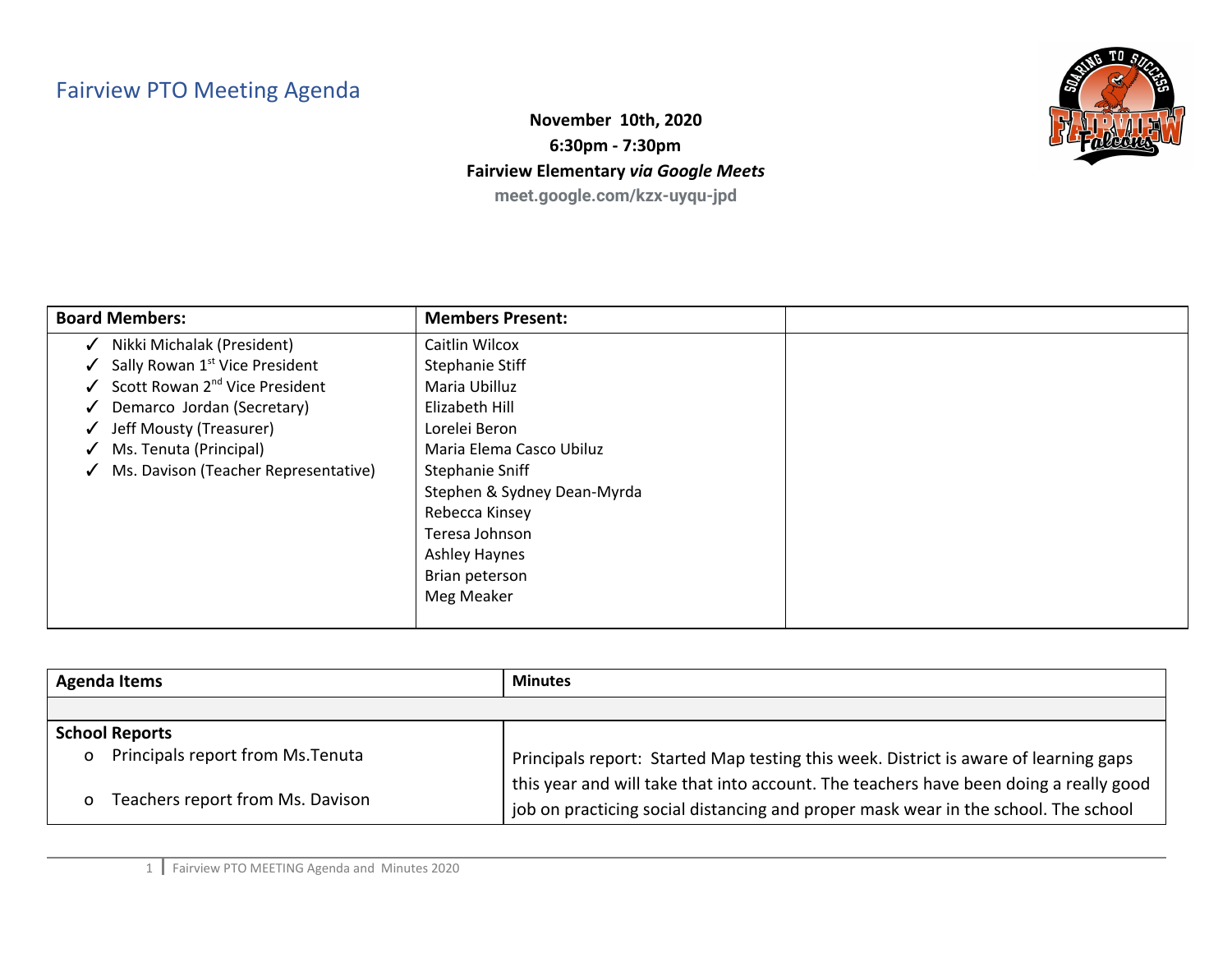# Fairview PTO Meeting Agenda

**November 10th, 2020**
**6:30pm - 7:30pm**
**Fairview Elementary *via Google Meets***
**meet.google.com/kzx-uyqu-jpd**

| Board Members: | Members Present: | |
|---|---|---|
| ✓ Nikki Michalak (President)<br>✓ Sally Rowan 1st Vice President<br>✓ Scott Rowan 2nd Vice President<br>✓ Demarco Jordan (Secretary)<br>✓ Jeff Mousty (Treasurer)<br>✓ Ms. Tenuta (Principal)<br>✓ Ms. Davison (Teacher Representative) | Caitlin Wilcox<br>Stephanie Stiff<br>Maria Ubilluz<br>Elizabeth Hill<br>Lorelei Beron<br>Maria Elema Casco Ubiluz<br>Stephanie Sniff<br>Stephen & Sydney Dean-Myrda<br>Rebecca Kinsey<br>Teresa Johnson<br>Ashley Haynes<br>Brian peterson<br>Meg Meaker | |

| Agenda Items | Minutes |
|---|---|
| | |
| **School Reports**<br>o Principals report from Ms.Tenuta<br>o Teachers report from Ms. Davison | Principals report: Started Map testing this week. District is aware of learning gaps this year and will take that into account. The teachers have been doing a really good job on practicing social distancing and proper mask wear in the school. The school |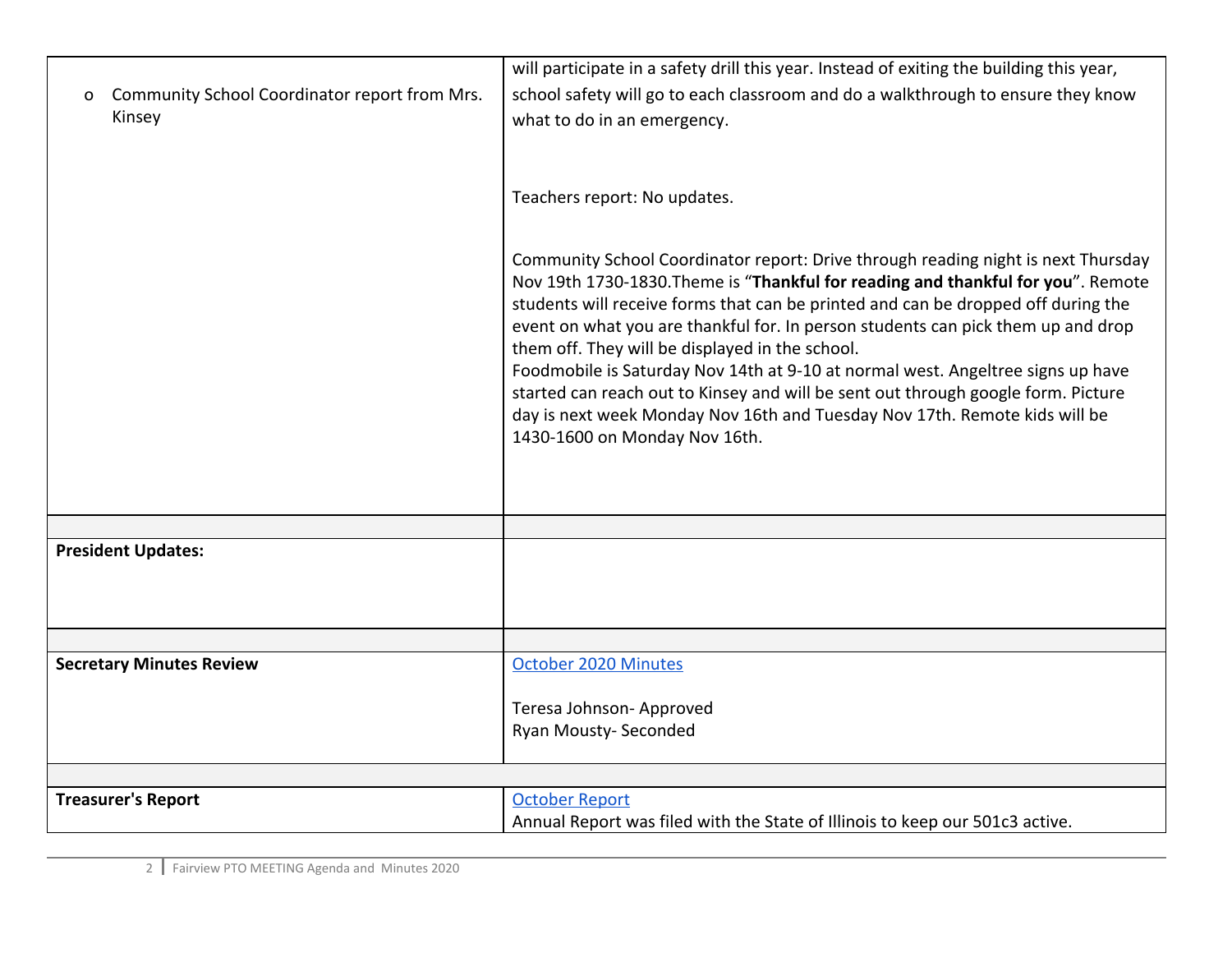| | |
|---|---|
| o Community School Coordinator report from Mrs. Kinsey | will participate in a safety drill this year. Instead of exiting the building this year, school safety will go to each classroom and do a walkthrough to ensure they know what to do in an emergency.<br><br>Teachers report: No updates.<br><br>Community School Coordinator report: Drive through reading night is next Thursday Nov 19th 1730-1830.Theme is "**Thankful for reading and thankful for you**". Remote students will receive forms that can be printed and can be dropped off during the event on what you are thankful for. In person students can pick them up and drop them off. They will be displayed in the school.<br>Foodmobile is Saturday Nov 14th at 9-10 at normal west. Angeltree signs up have started can reach out to Kinsey and will be sent out through google form. Picture day is next week Monday Nov 16th and Tuesday Nov 17th. Remote kids will be 1430-1600 on Monday Nov 16th. |
| | |
| **President Updates:** | |
| | |
| **Secretary Minutes Review** | October 2020 Minutes<br><br>Teresa Johnson- Approved<br>Ryan Mousty- Seconded |
| | |
| **Treasurer's Report** | October Report<br>Annual Report was filed with the State of Illinois to keep our 501c3 active. |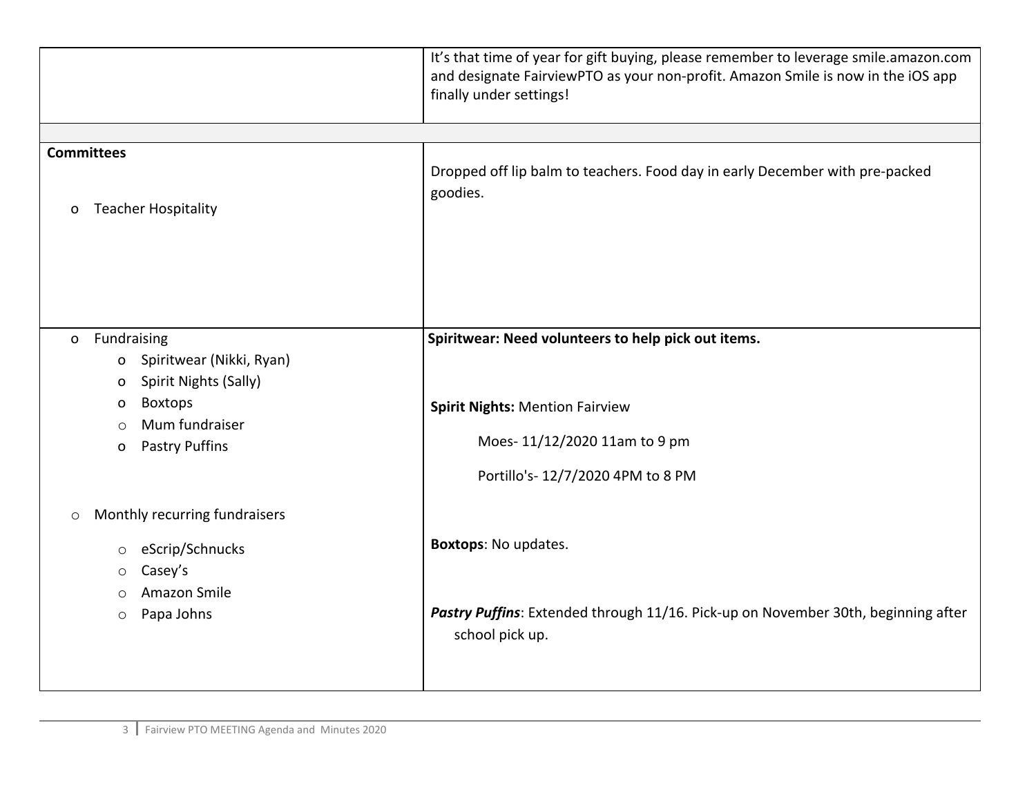| | |
|---|---|
| | It's that time of year for gift buying, please remember to leverage smile.amazon.com and designate FairviewPTO as your non-profit. Amazon Smile is now in the iOS app finally under settings! |
| | |
| **Committees**<br><br>o Teacher Hospitality | Dropped off lip balm to teachers. Food day in early December with pre-packed goodies. |
| o Fundraising<br>  o Spiritwear (Nikki, Ryan)<br>  o Spirit Nights (Sally)<br>  o Boxtops<br>  o Mum fundraiser<br>  o Pastry Puffins<br><br>o Monthly recurring fundraisers<br>  o eScrip/Schnucks<br>  o Casey's<br>  o Amazon Smile<br>  o Papa Johns | **Spiritwear: Need volunteers to help pick out items.**<br><br>**Spirit Nights:** Mention Fairview<br>Moes- 11/12/2020 11am to 9 pm<br>Portillo's- 12/7/2020 4PM to 8 PM<br><br>**Boxtops**: No updates.<br><br>***Pastry Puffins***: Extended through 11/16. Pick-up on November 30th, beginning after school pick up. |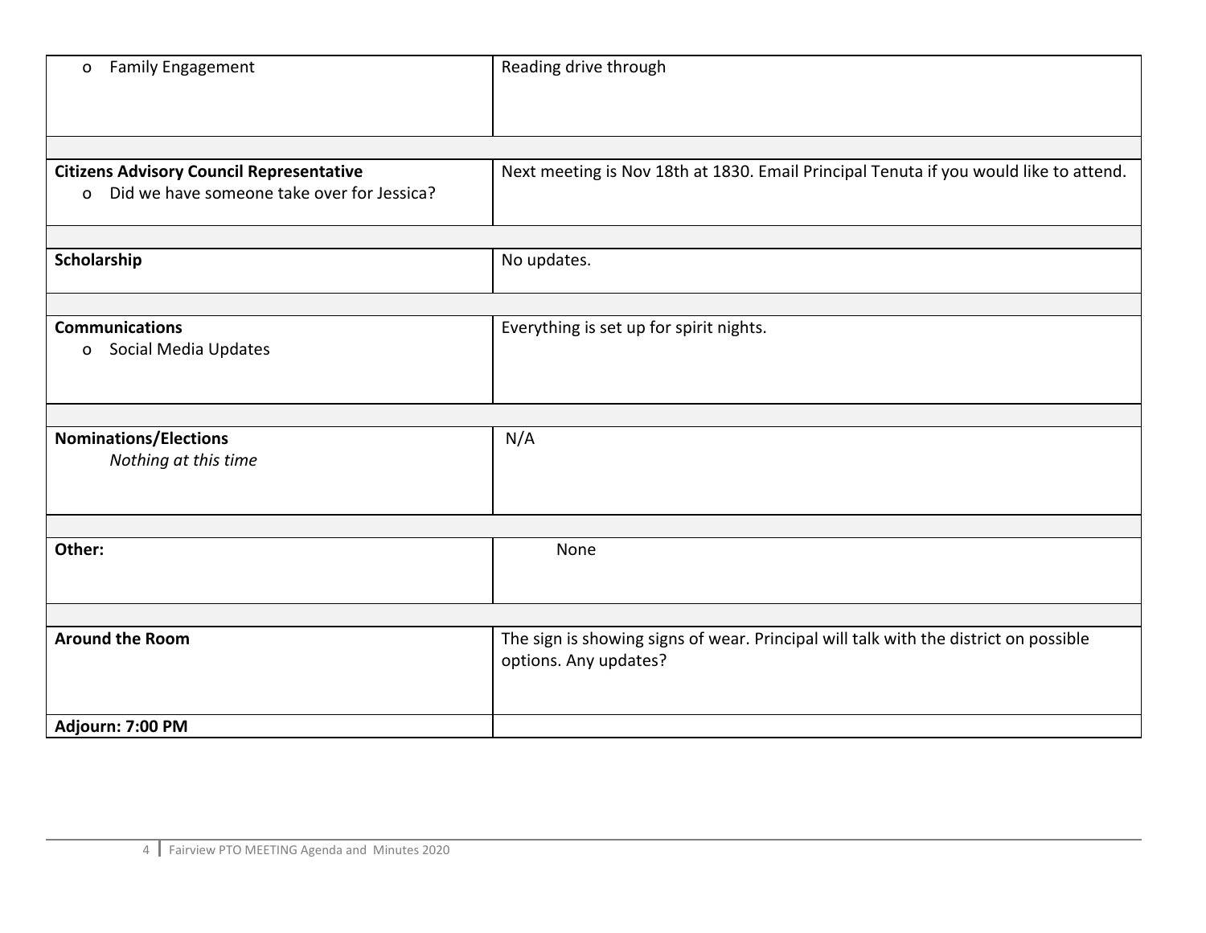| | |
|---|---|
| o Family Engagement | Reading drive through |
| | |
| **Citizens Advisory Council Representative**<br>o Did we have someone take over for Jessica? | Next meeting is Nov 18th at 1830. Email Principal Tenuta if you would like to attend. |
| | |
| **Scholarship** | No updates. |
| | |
| **Communications**<br>o Social Media Updates | Everything is set up for spirit nights. |
| | |
| **Nominations/Elections**<br>*Nothing at this time* | N/A |
| | |
| **Other:** | None |
| | |
| **Around the Room** | The sign is showing signs of wear. Principal will talk with the district on possible options. Any updates? |
| **Adjourn: 7:00 PM** | |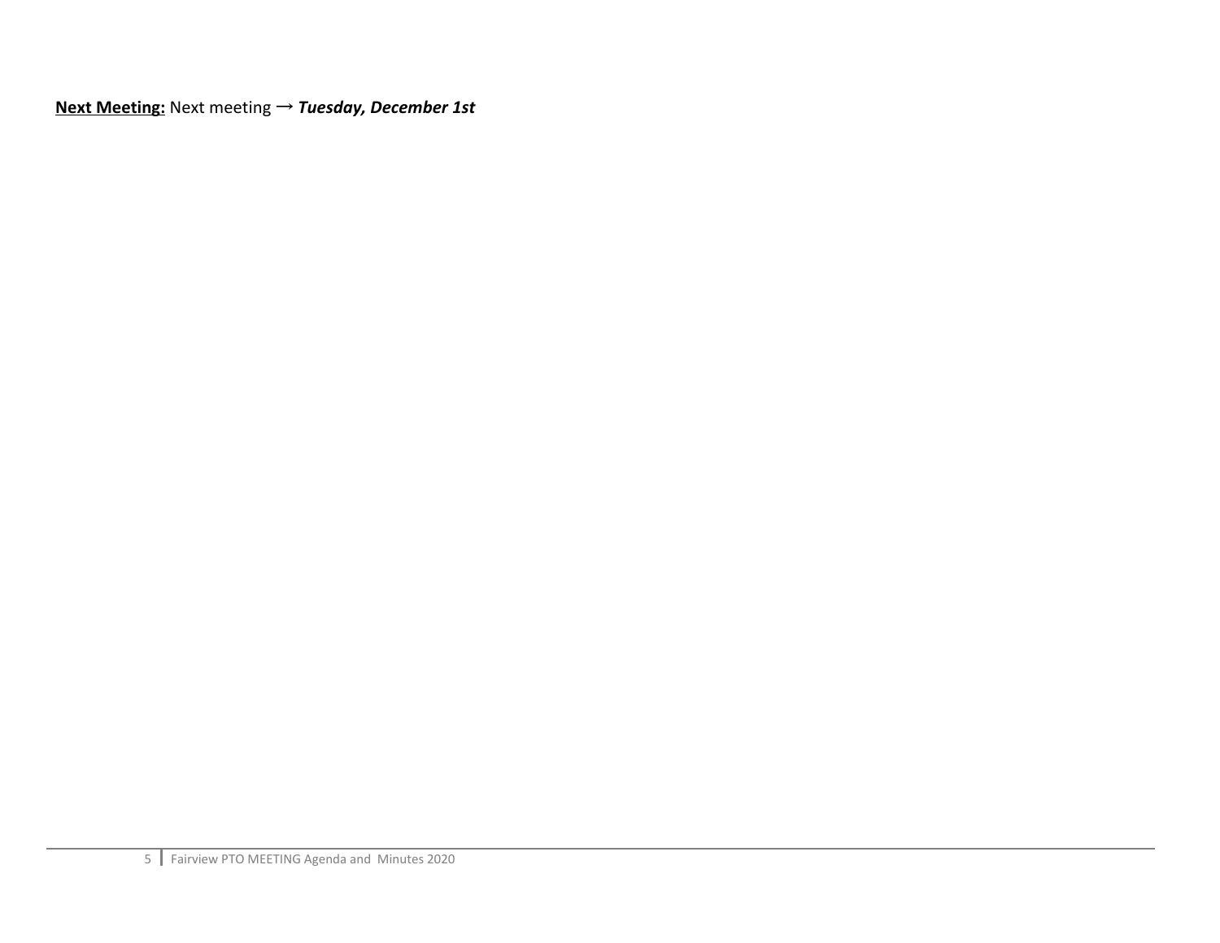<u>**Next Meeting:**</u> Next meeting → ***Tuesday, December 1st***